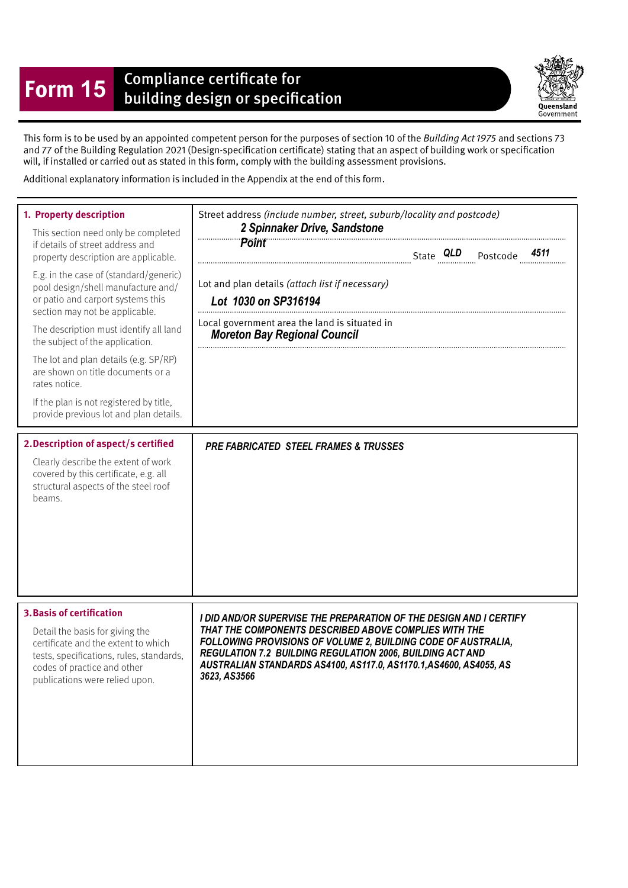# Form 15 Compliance certificate for building design or specification

Queensland Government

This form is to be used by an appointed competent person for the purposes of section 10 of the *Building Act 1975* and sections 73 and 77 of the Building Regulation 2021 (Design-specification certificate) stating that an aspect of building work or specification will, if installed or carried out as stated in this form, comply with the building assessment provisions.

Additional explanatory information is included in the Appendix at the end of this form.

## 1. Property description

This section need only be completed if details of street address and property description are applicable.

E.g. in the case of (standard/generic) pool design/shell manufacture and/ or patio and carport systems this section may not be applicable.

The description must identify all land the subject of the application.

The lot and plan details (e.g. SP/RP) are shown on title documents or a rates notice.

If the plan is not registered by title, provide previous lot and plan details.

Street address *(include number, street, suburb/locality and postcode)*

***2 Spinnaker Drive, Sandstone Point***

State ***QLD*** Postcode ***4511***

Lot and plan details *(attach list if necessary)*

***Lot 1030 on SP316194***

Local government area the land is situated in

***Moreton Bay Regional Council***

## 2. Description of aspect/s certified

Clearly describe the extent of work covered by this certificate, e.g. all structural aspects of the steel roof beams.

***PRE FABRICATED STEEL FRAMES & TRUSSES***

## 3. Basis of certification

Detail the basis for giving the certificate and the extent to which tests, specifications, rules, standards, codes of practice and other publications were relied upon.

***I DID AND/OR SUPERVISE THE PREPARATION OF THE DESIGN AND I CERTIFY THAT THE COMPONENTS DESCRIBED ABOVE COMPLIES WITH THE FOLLOWING PROVISIONS OF VOLUME 2, BUILDING CODE OF AUSTRALIA, REGULATION 7.2 BUILDING REGULATION 2006, BUILDING ACT AND AUSTRALIAN STANDARDS AS4100, AS117.0, AS1170.1,AS4600, AS4055, AS 3623, AS3566***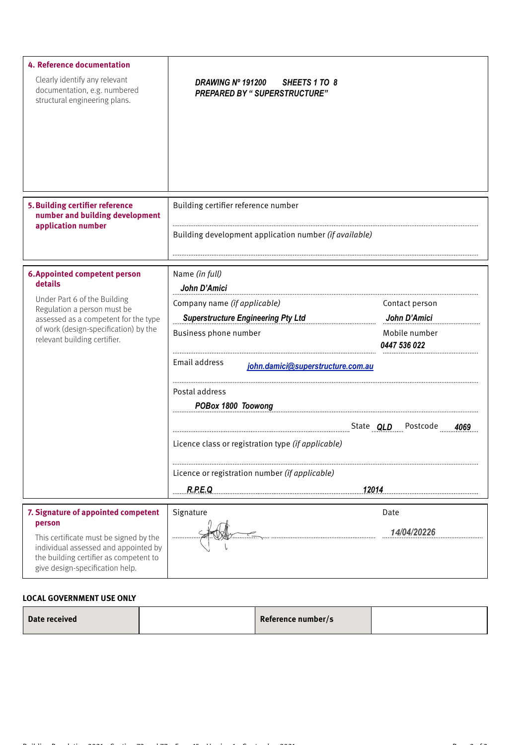| | |
|---|---|
| **4. Reference documentation**<br>Clearly identify any relevant documentation, e.g. numbered structural engineering plans. | *DRAWING Nº 191200  SHEETS 1 TO 8*<br>*PREPARED BY " SUPERSTRUCTURE"* |

| | |
|---|---|
| **5. Building certifier reference number and building development application number** | Building certifier reference number<br><br>Building development application number *(if available)* |

| | | |
|---|---|---|
| **6. Appointed competent person details**<br>Under Part 6 of the Building Regulation a person must be assessed as a competent for the type of work (design-specification) by the relevant building certifier. | Name *(in full)*<br>*John D'Amici* | |
| | Company name *(if applicable)*<br>*Superstructure Engineering Pty Ltd* | Contact person<br>*John D'Amici* |
| | Business phone number | Mobile number<br>*0447 536 022* |
| | Email address *john.damici@superstructure.com.au* | |
| | Postal address<br>*POBox 1800 Toowong* | |
| | | State *QLD* Postcode *4069* |
| | Licence class or registration type *(if applicable)* | |
| | Licence or registration number *(if applicable)*<br>*R.P.E.Q* | *12014* |

| | | |
|---|---|---|
| **7. Signature of appointed competent person**<br>This certificate must be signed by the individual assessed and appointed by the building certifier as competent to give design-specification help. | Signature<br>[signature] | Date<br>*14/04/20226* |

**LOCAL GOVERNMENT USE ONLY**

| | | | |
|---|---|---|---|
| **Date received** | | **Reference number/s** | |